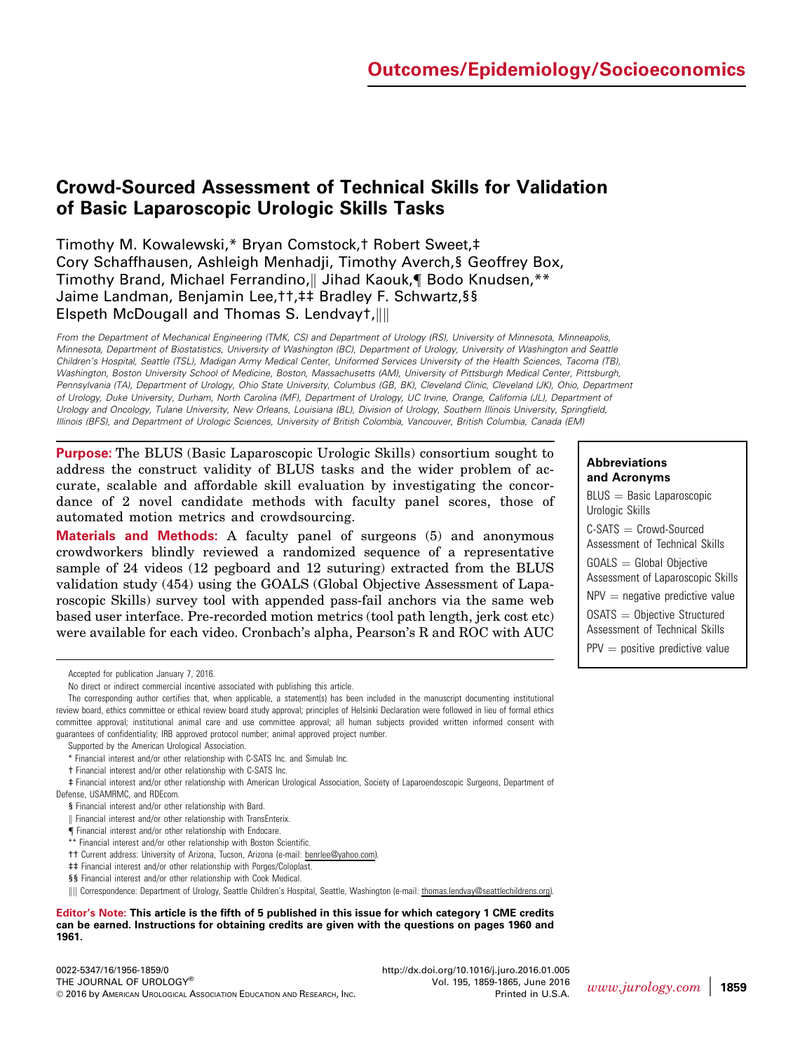Outcomes/Epidemiology/Socioeconomics

# Crowd-Sourced Assessment of Technical Skills for Validation of Basic Laparoscopic Urologic Skills Tasks

Timothy M. Kowalewski,* Bryan Comstock,† Robert Sweet,‡ Cory Schaffhausen, Ashleigh Menhadji, Timothy Averch,§ Geoffrey Box, Timothy Brand, Michael Ferrandino,‖ Jihad Kaouk,¶ Bodo Knudsen,** Jaime Landman, Benjamin Lee,††,‡‡ Bradley F. Schwartz,§§ Elspeth McDougall and Thomas S. Lendvay†,‖‖

*From the Department of Mechanical Engineering (TMK, CS) and Department of Urology (RS), University of Minnesota, Minneapolis, Minnesota, Department of Biostatistics, University of Washington (BC), Department of Urology, University of Washington and Seattle Children's Hospital, Seattle (TSL), Madigan Army Medical Center, Uniformed Services University of the Health Sciences, Tacoma (TB), Washington, Boston University School of Medicine, Boston, Massachusetts (AM), University of Pittsburgh Medical Center, Pittsburgh, Pennsylvania (TA), Department of Urology, Ohio State University, Columbus (GB, BK), Cleveland Clinic, Cleveland (JK), Ohio, Department of Urology, Duke University, Durham, North Carolina (MF), Department of Urology, UC Irvine, Orange, California (JL), Department of Urology and Oncology, Tulane University, New Orleans, Louisiana (BL), Division of Urology, Southern Illinois University, Springfield, Illinois (BFS), and Department of Urologic Sciences, University of British Columbia, Vancouver, British Columbia, Canada (EM)*

**Purpose:** The BLUS (Basic Laparoscopic Urologic Skills) consortium sought to address the construct validity of BLUS tasks and the wider problem of accurate, scalable and affordable skill evaluation by investigating the concordance of 2 novel candidate methods with faculty panel scores, those of automated motion metrics and crowdsourcing.

**Materials and Methods:** A faculty panel of surgeons (5) and anonymous crowdworkers blindly reviewed a randomized sequence of a representative sample of 24 videos (12 pegboard and 12 suturing) extracted from the BLUS validation study (454) using the GOALS (Global Objective Assessment of Laparoscopic Skills) survey tool with appended pass-fail anchors via the same web based user interface. Pre-recorded motion metrics (tool path length, jerk cost etc) were available for each video. Cronbach's alpha, Pearson's R and ROC with AUC

**Abbreviations and Acronyms**

BLUS = Basic Laparoscopic Urologic Skills

C-SATS = Crowd-Sourced Assessment of Technical Skills

GOALS = Global Objective Assessment of Laparoscopic Skills

NPV = negative predictive value

OSATS = Objective Structured Assessment of Technical Skills

PPV = positive predictive value

Accepted for publication January 7, 2016.

No direct or indirect commercial incentive associated with publishing this article.

The corresponding author certifies that, when applicable, a statement(s) has been included in the manuscript documenting institutional review board, ethics committee or ethical review board study approval; principles of Helsinki Declaration were followed in lieu of formal ethics committee approval; institutional animal care and use committee approval; all human subjects provided written informed consent with guarantees of confidentiality; IRB approved protocol number; animal approved project number.

Supported by the American Urological Association.

\* Financial interest and/or other relationship with C-SATS Inc. and Simulab Inc.

† Financial interest and/or other relationship with C-SATS Inc.

‡ Financial interest and/or other relationship with American Urological Association, Society of Laparoendoscopic Surgeons, Department of Defense, USAMRMC, and RDEcom.

§ Financial interest and/or other relationship with Bard.

‖ Financial interest and/or other relationship with TransEnterix.

¶ Financial interest and/or other relationship with Endocare.

** Financial interest and/or other relationship with Boston Scientific.

†† Current address: University of Arizona, Tucson, Arizona (e-mail: benrlee@yahoo.com).

‡‡ Financial interest and/or other relationship with Porges/Coloplast.

§§ Financial interest and/or other relationship with Cook Medical.

‖‖ Correspondence: Department of Urology, Seattle Children's Hospital, Seattle, Washington (e-mail: thomas.lendvay@seattlechildrens.org).

**Editor's Note: This article is the fifth of 5 published in this issue for which category 1 CME credits can be earned. Instructions for obtaining credits are given with the questions on pages 1960 and 1961.**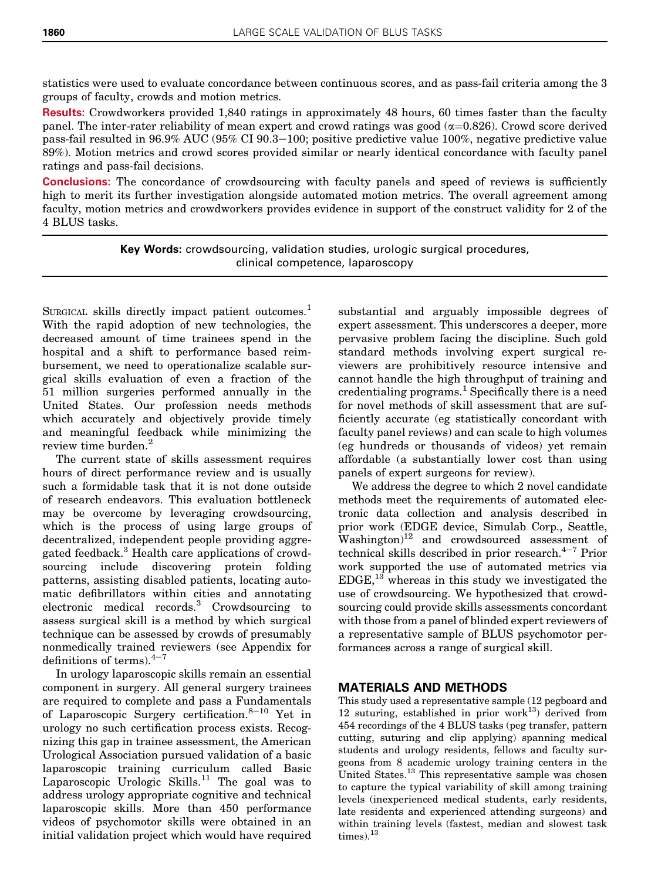statistics were used to evaluate concordance between continuous scores, and as pass-fail criteria among the 3 groups of faculty, crowds and motion metrics.

**Results:** Crowdworkers provided 1,840 ratings in approximately 48 hours, 60 times faster than the faculty panel. The inter-rater reliability of mean expert and crowd ratings was good ($\alpha$=0.826). Crowd score derived pass-fail resulted in 96.9% AUC (95% CI 90.3−100; positive predictive value 100%, negative predictive value 89%). Motion metrics and crowd scores provided similar or nearly identical concordance with faculty panel ratings and pass-fail decisions.

**Conclusions:** The concordance of crowdsourcing with faculty panels and speed of reviews is sufficiently high to merit its further investigation alongside automated motion metrics. The overall agreement among faculty, motion metrics and crowdworkers provides evidence in support of the construct validity for 2 of the 4 BLUS tasks.

**Key Words:** crowdsourcing, validation studies, urologic surgical procedures, clinical competence, laparoscopy

SURGICAL skills directly impact patient outcomes.[1] With the rapid adoption of new technologies, the decreased amount of time trainees spend in the hospital and a shift to performance based reimbursement, we need to operationalize scalable surgical skills evaluation of even a fraction of the 51 million surgeries performed annually in the United States. Our profession needs methods which accurately and objectively provide timely and meaningful feedback while minimizing the review time burden.[2]

The current state of skills assessment requires hours of direct performance review and is usually such a formidable task that it is not done outside of research endeavors. This evaluation bottleneck may be overcome by leveraging crowdsourcing, which is the process of using large groups of decentralized, independent people providing aggregated feedback.[3] Health care applications of crowdsourcing include discovering protein folding patterns, assisting disabled patients, locating automatic defibrillators within cities and annotating electronic medical records.[3] Crowdsourcing to assess surgical skill is a method by which surgical technique can be assessed by crowds of presumably nonmedically trained reviewers (see Appendix for definitions of terms).[4−7]

In urology laparoscopic skills remain an essential component in surgery. All general surgery trainees are required to complete and pass a Fundamentals of Laparoscopic Surgery certification.[8−10] Yet in urology no such certification process exists. Recognizing this gap in trainee assessment, the American Urological Association pursued validation of a basic laparoscopic training curriculum called Basic Laparoscopic Urologic Skills.[11] The goal was to address urology appropriate cognitive and technical laparoscopic skills. More than 450 performance videos of psychomotor skills were obtained in an initial validation project which would have required substantial and arguably impossible degrees of expert assessment. This underscores a deeper, more pervasive problem facing the discipline. Such gold standard methods involving expert surgical reviewers are prohibitively resource intensive and cannot handle the high throughput of training and credentialing programs.[1] Specifically there is a need for novel methods of skill assessment that are sufficiently accurate (eg statistically concordant with faculty panel reviews) and can scale to high volumes (eg hundreds or thousands of videos) yet remain affordable (a substantially lower cost than using panels of expert surgeons for review).

We address the degree to which 2 novel candidate methods meet the requirements of automated electronic data collection and analysis described in prior work (EDGE device, Simulab Corp., Seattle, Washington)[12] and crowdsourced assessment of technical skills described in prior research.[4−7] Prior work supported the use of automated metrics via EDGE,[13] whereas in this study we investigated the use of crowdsourcing. We hypothesized that crowdsourcing could provide skills assessments concordant with those from a panel of blinded expert reviewers of a representative sample of BLUS psychomotor performances across a range of surgical skill.

## MATERIALS AND METHODS

This study used a representative sample (12 pegboard and 12 suturing, established in prior work[13]) derived from 454 recordings of the 4 BLUS tasks (peg transfer, pattern cutting, suturing and clip applying) spanning medical students and urology residents, fellows and faculty surgeons from 8 academic urology training centers in the United States.[13] This representative sample was chosen to capture the typical variability of skill among training levels (inexperienced medical students, early residents, late residents and experienced attending surgeons) and within training levels (fastest, median and slowest task times).[13]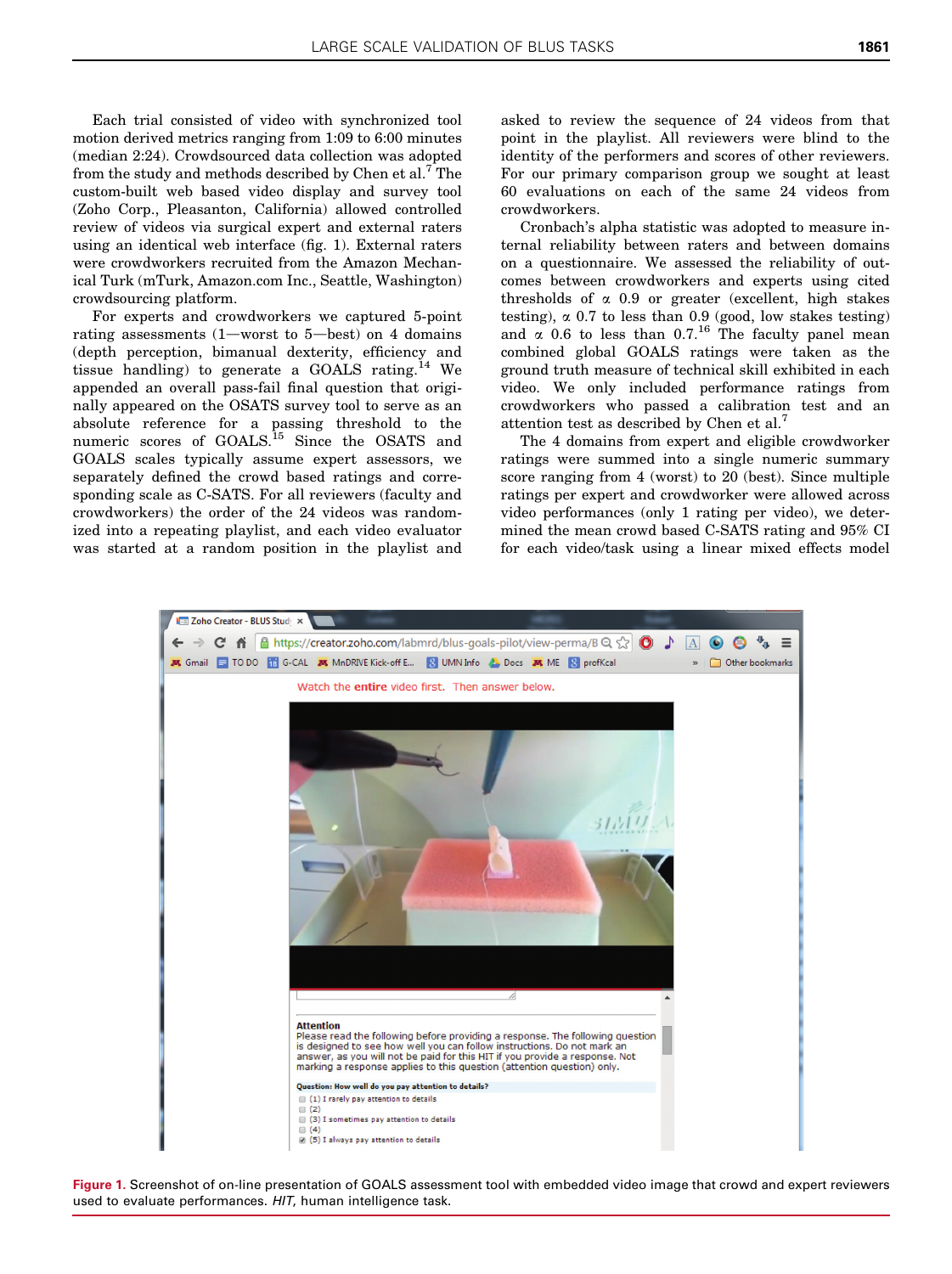Each trial consisted of video with synchronized tool motion derived metrics ranging from 1:09 to 6:00 minutes (median 2:24). Crowdsourced data collection was adopted from the study and methods described by Chen et al.[7] The custom-built web based video display and survey tool (Zoho Corp., Pleasanton, California) allowed controlled review of videos via surgical expert and external raters using an identical web interface (fig. 1). External raters were crowdworkers recruited from the Amazon Mechanical Turk (mTurk, Amazon.com Inc., Seattle, Washington) crowdsourcing platform.

For experts and crowdworkers we captured 5-point rating assessments (1—worst to 5—best) on 4 domains (depth perception, bimanual dexterity, efficiency and tissue handling) to generate a GOALS rating.[14] We appended an overall pass-fail final question that originally appeared on the OSATS survey tool to serve as an absolute reference for a passing threshold to the numeric scores of GOALS.[15] Since the OSATS and GOALS scales typically assume expert assessors, we separately defined the crowd based ratings and corresponding scale as C-SATS. For all reviewers (faculty and crowdworkers) the order of the 24 videos was randomized into a repeating playlist, and each video evaluator was started at a random position in the playlist and asked to review the sequence of 24 videos from that point in the playlist. All reviewers were blind to the identity of the performers and scores of other reviewers. For our primary comparison group we sought at least 60 evaluations on each of the same 24 videos from crowdworkers.

Cronbach's alpha statistic was adopted to measure internal reliability between raters and between domains on a questionnaire. We assessed the reliability of outcomes between crowdworkers and experts using cited thresholds of $\alpha$ 0.9 or greater (excellent, high stakes testing), $\alpha$ 0.7 to less than 0.9 (good, low stakes testing) and $\alpha$ 0.6 to less than 0.7.[16] The faculty panel mean combined global GOALS ratings were taken as the ground truth measure of technical skill exhibited in each video. We only included performance ratings from crowdworkers who passed a calibration test and an attention test as described by Chen et al.[7]

The 4 domains from expert and eligible crowdworker ratings were summed into a single numeric summary score ranging from 4 (worst) to 20 (best). Since multiple ratings per expert and crowdworker were allowed across video performances (only 1 rating per video), we determined the mean crowd based C-SATS rating and 95% CI for each video/task using a linear mixed effects model

**Figure 1.** Screenshot of on-line presentation of GOALS assessment tool with embedded video image that crowd and expert reviewers used to evaluate performances. *HIT*, human intelligence task.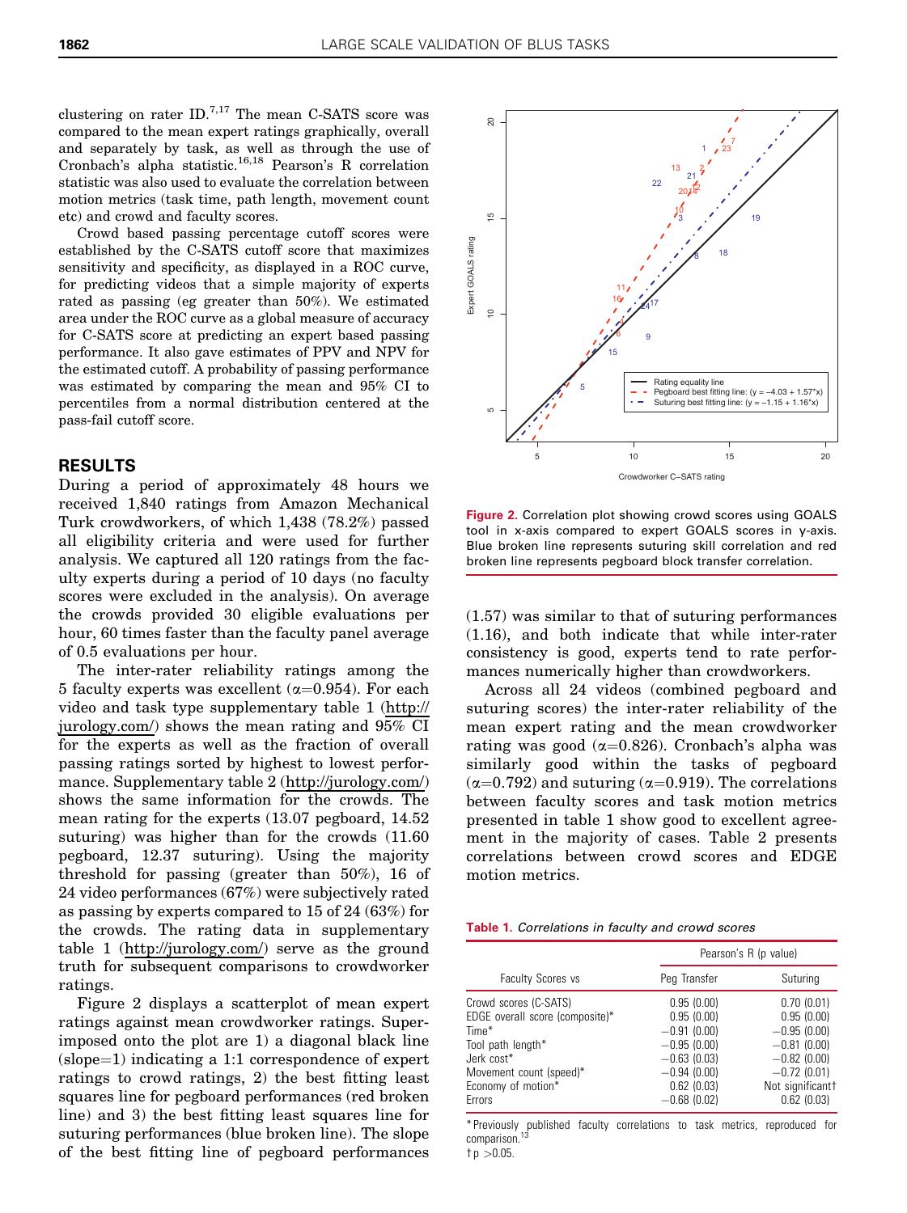clustering on rater ID.[7,17] The mean C-SATS score was compared to the mean expert ratings graphically, overall and separately by task, as well as through the use of Cronbach's alpha statistic.[16,18] Pearson's R correlation statistic was also used to evaluate the correlation between motion metrics (task time, path length, movement count etc) and crowd and faculty scores.

Crowd based passing percentage cutoff scores were established by the C-SATS cutoff score that maximizes sensitivity and specificity, as displayed in a ROC curve, for predicting videos that a simple majority of experts rated as passing (eg greater than 50%). We estimated area under the ROC curve as a global measure of accuracy for C-SATS score at predicting an expert based passing performance. It also gave estimates of PPV and NPV for the estimated cutoff. A probability of passing performance was estimated by comparing the mean and 95% CI to percentiles from a normal distribution centered at the pass-fail cutoff score.

## RESULTS

During a period of approximately 48 hours we received 1,840 ratings from Amazon Mechanical Turk crowdworkers, of which 1,438 (78.2%) passed all eligibility criteria and were used for further analysis. We captured all 120 ratings from the faculty experts during a period of 10 days (no faculty scores were excluded in the analysis). On average the crowds provided 30 eligible evaluations per hour, 60 times faster than the faculty panel average of 0.5 evaluations per hour.

The inter-rater reliability ratings among the 5 faculty experts was excellent ($\alpha$=0.954). For each video and task type supplementary table 1 (http://jurology.com/) shows the mean rating and 95% CI for the experts as well as the fraction of overall passing ratings sorted by highest to lowest performance. Supplementary table 2 (http://jurology.com/) shows the same information for the crowds. The mean rating for the experts (13.07 pegboard, 14.52 suturing) was higher than for the crowds (11.60 pegboard, 12.37 suturing). Using the majority threshold for passing (greater than 50%), 16 of 24 video performances (67%) were subjectively rated as passing by experts compared to 15 of 24 (63%) for the crowds. The rating data in supplementary table 1 (http://jurology.com/) serve as the ground truth for subsequent comparisons to crowdworker ratings.

Figure 2 displays a scatterplot of mean expert ratings against mean crowdworker ratings. Superimposed onto the plot are 1) a diagonal black line (slope=1) indicating a 1:1 correspondence of expert ratings to crowd ratings, 2) the best fitting least squares line for pegboard performances (red broken line) and 3) the best fitting least squares line for suturing performances (blue broken line). The slope of the best fitting line of pegboard performances (1.57) was similar to that of suturing performances (1.16), and both indicate that while inter-rater consistency is good, experts tend to rate performances numerically higher than crowdworkers.

**Figure 2.** Correlation plot showing crowd scores using GOALS tool in x-axis compared to expert GOALS scores in y-axis. Blue broken line represents suturing skill correlation and red broken line represents pegboard block transfer correlation.

Across all 24 videos (combined pegboard and suturing scores) the inter-rater reliability of the mean expert rating and the mean crowdworker rating was good ($\alpha$=0.826). Cronbach's alpha was similarly good within the tasks of pegboard ($\alpha$=0.792) and suturing ($\alpha$=0.919). The correlations between faculty scores and task motion metrics presented in table 1 show good to excellent agreement in the majority of cases. Table 2 presents correlations between crowd scores and EDGE motion metrics.

**Table 1.** *Correlations in faculty and crowd scores*

| Faculty Scores vs | Pearson's R (p value) | |
|---|---|---|
| | Peg Transfer | Suturing |
| Crowd scores (C-SATS) | 0.95 (0.00) | 0.70 (0.01) |
| EDGE overall score (composite)* | 0.95 (0.00) | 0.95 (0.00) |
| Time* | −0.91 (0.00) | −0.95 (0.00) |
| Tool path length* | −0.95 (0.00) | −0.81 (0.00) |
| Jerk cost* | −0.63 (0.03) | −0.82 (0.00) |
| Movement count (speed)* | −0.94 (0.00) | −0.72 (0.01) |
| Economy of motion* | 0.62 (0.03) | Not significant† |
| Errors | −0.68 (0.02) | 0.62 (0.03) |

*Previously published faculty correlations to task metrics, reproduced for comparison.[13]
† p >0.05.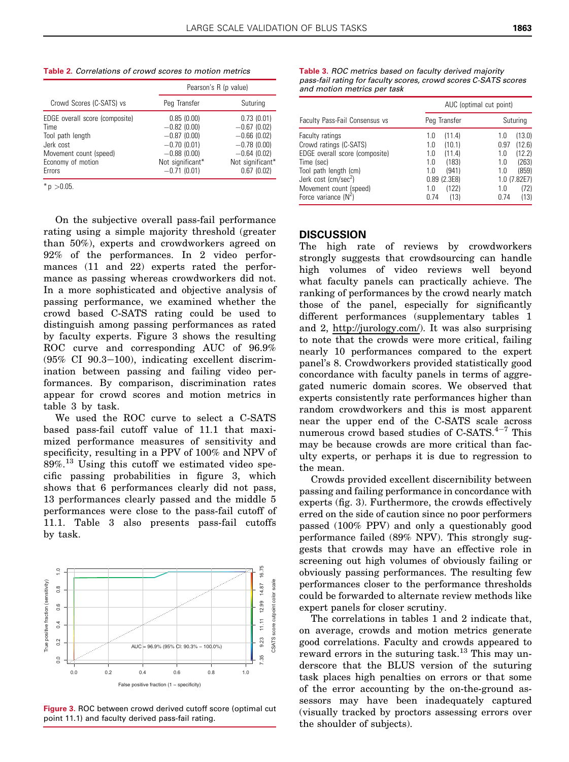**Table 2.** *Correlations of crowd scores to motion metrics*

| Crowd Scores (C-SATS) vs | Pearson's R (p value) | |
|---|---|---|
| | Peg Transfer | Suturing |
| EDGE overall score (composite) | 0.85 (0.00) | 0.73 (0.01) |
| Time | −0.82 (0.00) | −0.67 (0.02) |
| Tool path length | −0.87 (0.00) | −0.66 (0.02) |
| Jerk cost | −0.70 (0.01) | −0.78 (0.00) |
| Movement count (speed) | −0.88 (0.00) | −0.64 (0.02) |
| Economy of motion | Not significant* | Not significant* |
| Errors | −0.71 (0.01) | 0.67 (0.02) |

* $p > 0.05$.

On the subjective overall pass-fail performance rating using a simple majority threshold (greater than 50%), experts and crowdworkers agreed on 92% of the performances. In 2 video performances (11 and 22) experts rated the performance as passing whereas crowdworkers did not. In a more sophisticated and objective analysis of passing performance, we examined whether the crowd based C-SATS rating could be used to distinguish among passing performances as rated by faculty experts. Figure 3 shows the resulting ROC curve and corresponding AUC of 96.9% (95% CI 90.3−100), indicating excellent discrimination between passing and failing video performances. By comparison, discrimination rates appear for crowd scores and motion metrics in table 3 by task.

We used the ROC curve to select a C-SATS based pass-fail cutoff value of 11.1 that maximized performance measures of sensitivity and specificity, resulting in a PPV of 100% and NPV of 89%.[13] Using this cutoff we estimated video specific passing probabilities in figure 3, which shows that 6 performances clearly did not pass, 13 performances clearly passed and the middle 5 performances were close to the pass-fail cutoff of 11.1. Table 3 also presents pass-fail cutoffs by task.

**Figure 3.** ROC between crowd derived cutoff score (optimal cut point 11.1) and faculty derived pass-fail rating.

**Table 3.** *ROC metrics based on faculty derived majority pass-fail rating for faculty scores, crowd scores C-SATS scores and motion metrics per task*

| Faculty Pass-Fail Consensus vs | AUC (optimal cut point) | |
|---|---|---|
| | Peg Transfer | Suturing |
| Faculty ratings | 1.0 (11.4) | 1.0 (13.0) |
| Crowd ratings (C-SATS) | 1.0 (10.1) | 0.97 (12.6) |
| EDGE overall score (composite) | 1.0 (11.4) | 1.0 (12.2) |
| Time (sec) | 1.0 (183) | 1.0 (263) |
| Tool path length (cm) | 1.0 (941) | 1.0 (859) |
| Jerk cost (cm/sec$^2$) | 0.89 (2.3E8) | 1.0 (7.82E7) |
| Movement count (speed) | 1.0 (122) | 1.0 (72) |
| Force variance (N$^2$) | 0.74 (13) | 0.74 (13) |

## DISCUSSION

The high rate of reviews by crowdworkers strongly suggests that crowdsourcing can handle high volumes of video reviews well beyond what faculty panels can practically achieve. The ranking of performances by the crowd nearly match those of the panel, especially for significantly different performances (supplementary tables 1 and 2, http://jurology.com/). It was also surprising to note that the crowds were more critical, failing nearly 10 performances compared to the expert panel's 8. Crowdworkers provided statistically good concordance with faculty panels in terms of aggregated numeric domain scores. We observed that experts consistently rate performances higher than random crowdworkers and this is most apparent near the upper end of the C-SATS scale across numerous crowd based studies of C-SATS.[4−7] This may be because crowds are more critical than faculty experts, or perhaps it is due to regression to the mean.

Crowds provided excellent discernibility between passing and failing performance in concordance with experts (fig. 3). Furthermore, the crowds effectively erred on the side of caution since no poor performers passed (100% PPV) and only a questionably good performance failed (89% NPV). This strongly suggests that crowds may have an effective role in screening out high volumes of obviously failing or obviously passing performances. The resulting few performances closer to the performance thresholds could be forwarded to alternate review methods like expert panels for closer scrutiny.

The correlations in tables 1 and 2 indicate that, on average, crowds and motion metrics generate good correlations. Faculty and crowds appeared to reward errors in the suturing task.[13] This may underscore that the BLUS version of the suturing task places high penalties on errors or that some of the error accounting by the on-the-ground assessors may have inadequately captured (visually tracked by proctors assessing errors over the shoulder of subjects).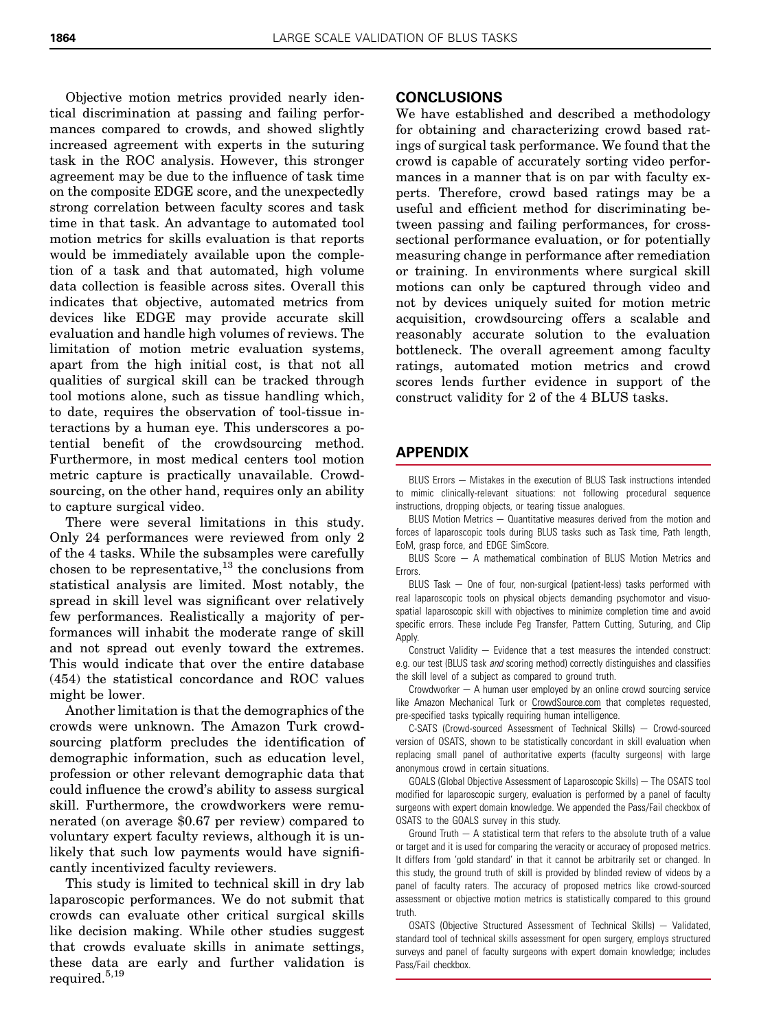Objective motion metrics provided nearly identical discrimination at passing and failing performances compared to crowds, and showed slightly increased agreement with experts in the suturing task in the ROC analysis. However, this stronger agreement may be due to the influence of task time on the composite EDGE score, and the unexpectedly strong correlation between faculty scores and task time in that task. An advantage to automated tool motion metrics for skills evaluation is that reports would be immediately available upon the completion of a task and that automated, high volume data collection is feasible across sites. Overall this indicates that objective, automated metrics from devices like EDGE may provide accurate skill evaluation and handle high volumes of reviews. The limitation of motion metric evaluation systems, apart from the high initial cost, is that not all qualities of surgical skill can be tracked through tool motions alone, such as tissue handling which, to date, requires the observation of tool-tissue interactions by a human eye. This underscores a potential benefit of the crowdsourcing method. Furthermore, in most medical centers tool motion metric capture is practically unavailable. Crowdsourcing, on the other hand, requires only an ability to capture surgical video.

There were several limitations in this study. Only 24 performances were reviewed from only 2 of the 4 tasks. While the subsamples were carefully chosen to be representative,[13] the conclusions from statistical analysis are limited. Most notably, the spread in skill level was significant over relatively few performances. Realistically a majority of performances will inhabit the moderate range of skill and not spread out evenly toward the extremes. This would indicate that over the entire database (454) the statistical concordance and ROC values might be lower.

Another limitation is that the demographics of the crowds were unknown. The Amazon Turk crowdsourcing platform precludes the identification of demographic information, such as education level, profession or other relevant demographic data that could influence the crowd's ability to assess surgical skill. Furthermore, the crowdworkers were remunerated (on average \$0.67 per review) compared to voluntary expert faculty reviews, although it is unlikely that such low payments would have significantly incentivized faculty reviewers.

This study is limited to technical skill in dry lab laparoscopic performances. We do not submit that crowds can evaluate other critical surgical skills like decision making. While other studies suggest that crowds evaluate skills in animate settings, these data are early and further validation is required.[5,19]

## CONCLUSIONS

We have established and described a methodology for obtaining and characterizing crowd based ratings of surgical task performance. We found that the crowd is capable of accurately sorting video performances in a manner that is on par with faculty experts. Therefore, crowd based ratings may be a useful and efficient method for discriminating between passing and failing performances, for cross-sectional performance evaluation, or for potentially measuring change in performance after remediation or training. In environments where surgical skill motions can only be captured through video and not by devices uniquely suited for motion metric acquisition, crowdsourcing offers a scalable and reasonably accurate solution to the evaluation bottleneck. The overall agreement among faculty ratings, automated motion metrics and crowd scores lends further evidence in support of the construct validity for 2 of the 4 BLUS tasks.

## APPENDIX

BLUS Errors — Mistakes in the execution of BLUS Task instructions intended to mimic clinically-relevant situations: not following procedural sequence instructions, dropping objects, or tearing tissue analogues.

BLUS Motion Metrics — Quantitative measures derived from the motion and forces of laparoscopic tools during BLUS tasks such as Task time, Path length, EoM, grasp force, and EDGE SimScore.

BLUS Score — A mathematical combination of BLUS Motion Metrics and Errors.

BLUS Task — One of four, non-surgical (patient-less) tasks performed with real laparoscopic tools on physical objects demanding psychomotor and visuo-spatial laparoscopic skill with objectives to minimize completion time and avoid specific errors. These include Peg Transfer, Pattern Cutting, Suturing, and Clip Apply.

Construct Validity — Evidence that a test measures the intended construct: e.g. our test (BLUS task *and* scoring method) correctly distinguishes and classifies the skill level of a subject as compared to ground truth.

Crowdworker — A human user employed by an online crowd sourcing service like Amazon Mechanical Turk or CrowdSource.com that completes requested, pre-specified tasks typically requiring human intelligence.

C-SATS (Crowd-sourced Assessment of Technical Skills) — Crowd-sourced version of OSATS, shown to be statistically concordant in skill evaluation when replacing small panel of authoritative experts (faculty surgeons) with large anonymous crowd in certain situations.

GOALS (Global Objective Assessment of Laparoscopic Skills) — The OSATS tool modified for laparoscopic surgery, evaluation is performed by a panel of faculty surgeons with expert domain knowledge. We appended the Pass/Fail checkbox of OSATS to the GOALS survey in this study.

Ground Truth — A statistical term that refers to the absolute truth of a value or target and it is used for comparing the veracity or accuracy of proposed metrics. It differs from 'gold standard' in that it cannot be arbitrarily set or changed. In this study, the ground truth of skill is provided by blinded review of videos by a panel of faculty raters. The accuracy of proposed metrics like crowd-sourced assessment or objective motion metrics is statistically compared to this ground truth.

OSATS (Objective Structured Assessment of Technical Skills) — Validated, standard tool of technical skills assessment for open surgery, employs structured surveys and panel of faculty surgeons with expert domain knowledge; includes Pass/Fail checkbox.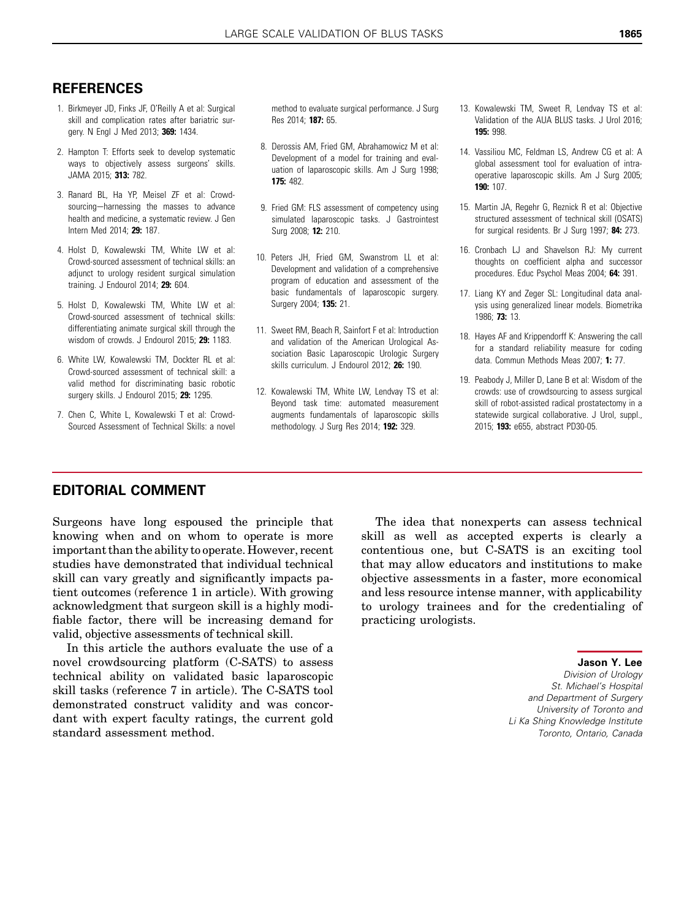## REFERENCES

1. Birkmeyer JD, Finks JF, O'Reilly A et al: Surgical skill and complication rates after bariatric surgery. N Engl J Med 2013; **369:** 1434.
2. Hampton T: Efforts seek to develop systematic ways to objectively assess surgeons' skills. JAMA 2015; **313:** 782.
3. Ranard BL, Ha YP, Meisel ZF et al: Crowdsourcing—harnessing the masses to advance health and medicine, a systematic review. J Gen Intern Med 2014; **29:** 187.
4. Holst D, Kowalewski TM, White LW et al: Crowd-sourced assessment of technical skills: an adjunct to urology resident surgical simulation training. J Endourol 2014; **29:** 604.
5. Holst D, Kowalewski TM, White LW et al: Crowd-sourced assessment of technical skills: differentiating animate surgical skill through the wisdom of crowds. J Endourol 2015; **29:** 1183.
6. White LW, Kowalewski TM, Dockter RL et al: Crowd-sourced assessment of technical skill: a valid method for discriminating basic robotic surgery skills. J Endourol 2015; **29:** 1295.
7. Chen C, White L, Kowalewski T et al: Crowd-Sourced Assessment of Technical Skills: a novel method to evaluate surgical performance. J Surg Res 2014; **187:** 65.
8. Derossis AM, Fried GM, Abrahamowicz M et al: Development of a model for training and evaluation of laparoscopic skills. Am J Surg 1998; **175:** 482.
9. Fried GM: FLS assessment of competency using simulated laparoscopic tasks. J Gastrointest Surg 2008; **12:** 210.
10. Peters JH, Fried GM, Swanstrom LL et al: Development and validation of a comprehensive program of education and assessment of the basic fundamentals of laparoscopic surgery. Surgery 2004; **135:** 21.
11. Sweet RM, Beach R, Sainfort F et al: Introduction and validation of the American Urological Association Basic Laparoscopic Urologic Surgery skills curriculum. J Endourol 2012; **26:** 190.
12. Kowalewski TM, White LW, Lendvay TS et al: Beyond task time: automated measurement augments fundamentals of laparoscopic skills methodology. J Surg Res 2014; **192:** 329.
13. Kowalewski TM, Sweet R, Lendvay TS et al: Validation of the AUA BLUS tasks. J Urol 2016; **195:** 998.
14. Vassiliou MC, Feldman LS, Andrew CG et al: A global assessment tool for evaluation of intraoperative laparoscopic skills. Am J Surg 2005; **190:** 107.
15. Martin JA, Regehr G, Reznick R et al: Objective structured assessment of technical skill (OSATS) for surgical residents. Br J Surg 1997; **84:** 273.
16. Cronbach LJ and Shavelson RJ: My current thoughts on coefficient alpha and successor procedures. Educ Psychol Meas 2004; **64:** 391.
17. Liang KY and Zeger SL: Longitudinal data analysis using generalized linear models. Biometrika 1986; **73:** 13.
18. Hayes AF and Krippendorff K: Answering the call for a standard reliability measure for coding data. Commun Methods Meas 2007; **1:** 77.
19. Peabody J, Miller D, Lane B et al: Wisdom of the crowds: use of crowdsourcing to assess surgical skill of robot-assisted radical prostatectomy in a statewide surgical collaborative. J Urol, suppl., 2015; **193:** e655, abstract PD30-05.

## EDITORIAL COMMENT

Surgeons have long espoused the principle that knowing when and on whom to operate is more important than the ability to operate. However, recent studies have demonstrated that individual technical skill can vary greatly and significantly impacts patient outcomes (reference 1 in article). With growing acknowledgment that surgeon skill is a highly modifiable factor, there will be increasing demand for valid, objective assessments of technical skill.

In this article the authors evaluate the use of a novel crowdsourcing platform (C-SATS) to assess technical ability on validated basic laparoscopic skill tasks (reference 7 in article). The C-SATS tool demonstrated construct validity and was concordant with expert faculty ratings, the current gold standard assessment method.

The idea that nonexperts can assess technical skill as well as accepted experts is clearly a contentious one, but C-SATS is an exciting tool that may allow educators and institutions to make objective assessments in a faster, more economical and less resource intense manner, with applicability to urology trainees and for the credentialing of practicing urologists.

**Jason Y. Lee**
*Division of Urology*
*St. Michael's Hospital*
*and Department of Surgery*
*University of Toronto and*
*Li Ka Shing Knowledge Institute*
*Toronto, Ontario, Canada*